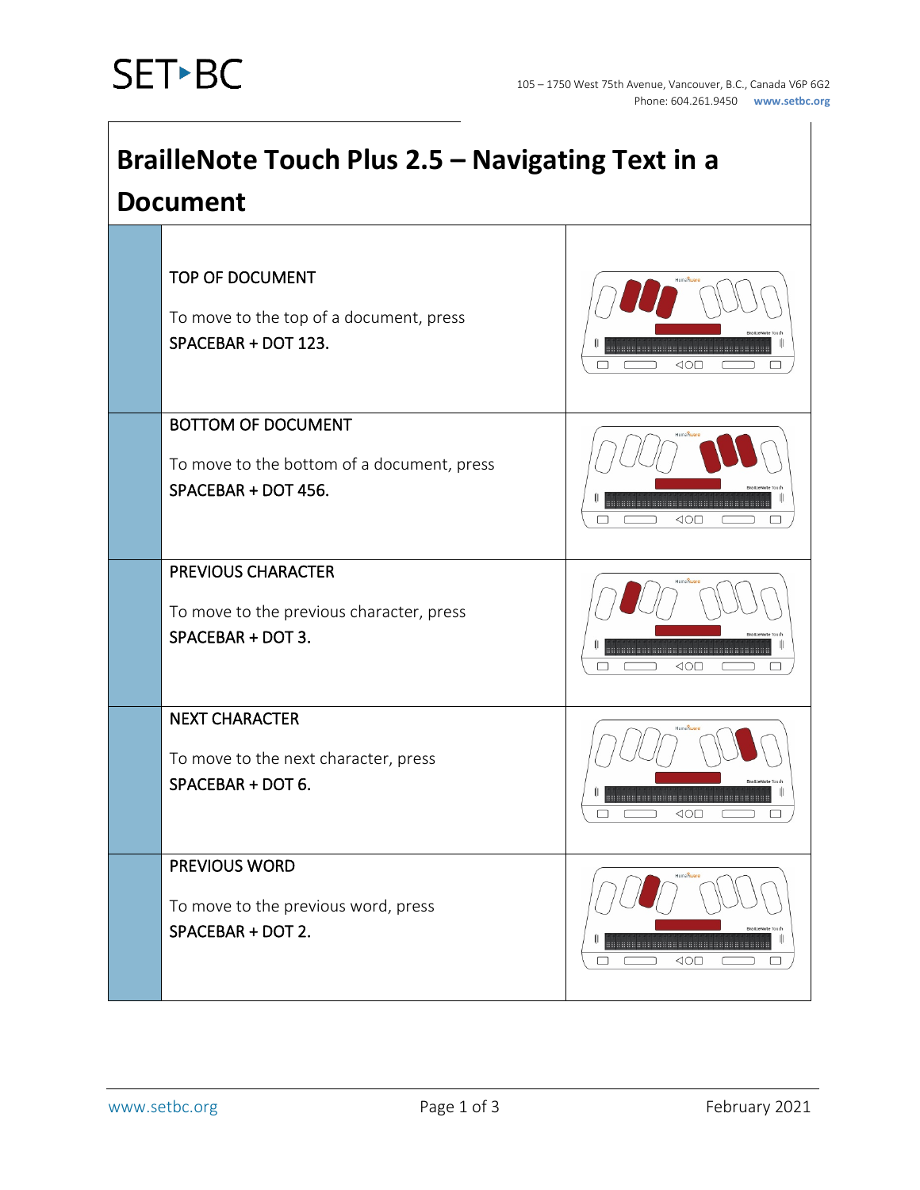# BrailleNote Touch Plus 2.5 – Navigating Text in a Document

TOP OF DOCUMENT

To move to the top of a document, press SPACEBAR + DOT 123.

BOTTOM OF DOCUMENT

To move to the bottom of a document, press SPACEBAR + DOT 456.

PREVIOUS CHARACTER

To move to the previous character, press SPACEBAR + DOT 3.

NEXT CHARACTER

To move to the next character, press SPACEBAR + DOT 6.

PREVIOUS WORD

To move to the previous word, press SPACEBAR + DOT 2.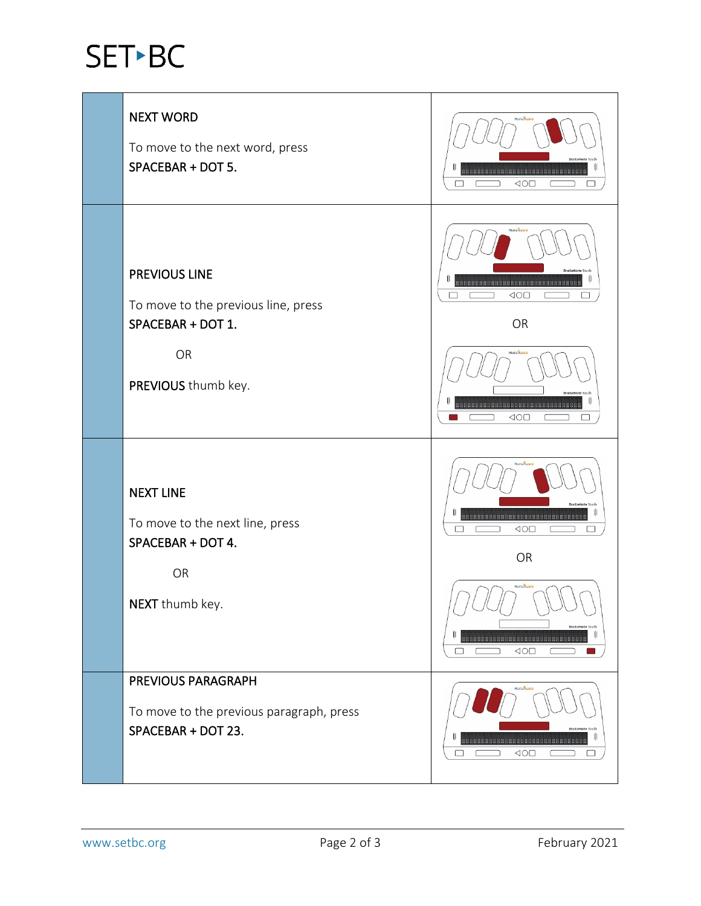| | | |
|---|---|---|
| | **NEXT WORD**<br><br>To move to the next word, press<br>**SPACEBAR + DOT 5.** | |
| | **PREVIOUS LINE**<br><br>To move to the previous line, press<br>**SPACEBAR + DOT 1.**<br><br>OR<br><br>**PREVIOUS** thumb key. | OR |
| | **NEXT LINE**<br><br>To move to the next line, press<br>**SPACEBAR + DOT 4.**<br><br>OR<br><br>**NEXT** thumb key. | OR |
| | **PREVIOUS PARAGRAPH**<br><br>To move to the previous paragraph, press<br>**SPACEBAR + DOT 23.** | |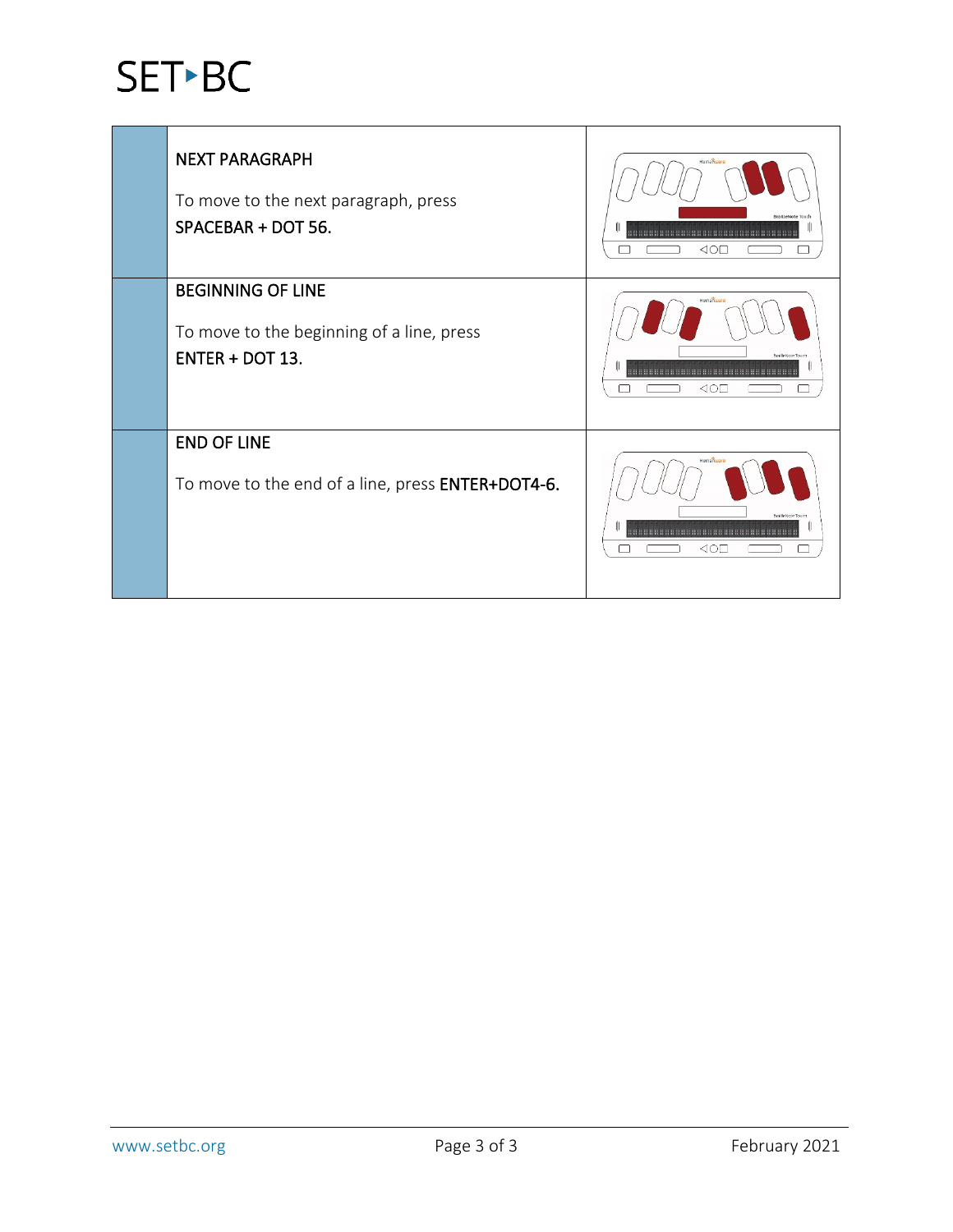| | | |
| --- | --- | --- |
| | NEXT PARAGRAPH<br><br>To move to the next paragraph, press **SPACEBAR + DOT 56.** | |
| | BEGINNING OF LINE<br><br>To move to the beginning of a line, press **ENTER + DOT 13.** | |
| | END OF LINE<br><br>To move to the end of a line, press **ENTER+DOT4-6.** | |